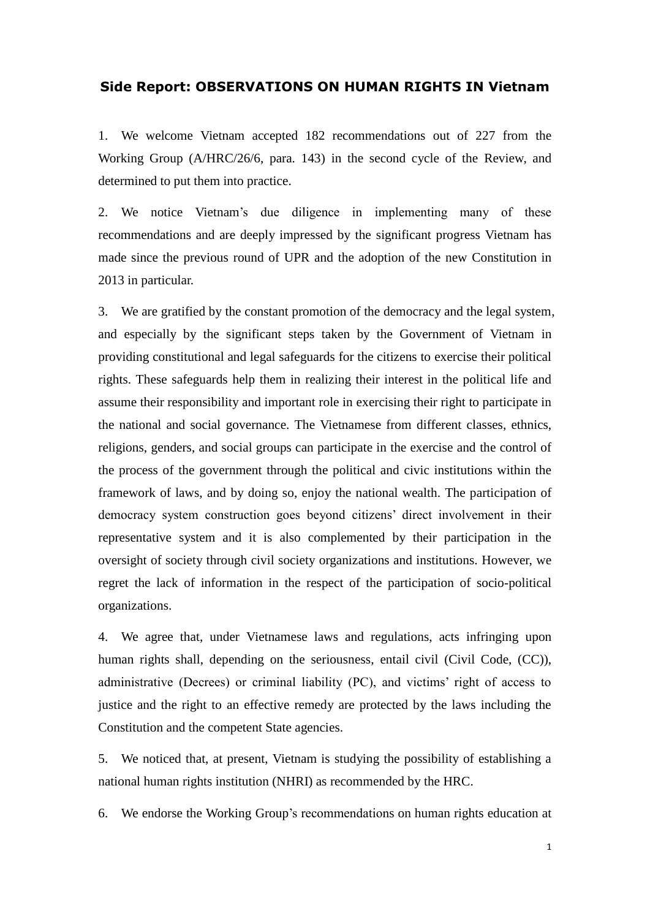# Side Report: OBSERVATIONS ON HUMAN RIGHTS IN Vietnam

1. We welcome Vietnam accepted 182 recommendations out of 227 from the Working Group (A/HRC/26/6, para. 143) in the second cycle of the Review, and determined to put them into practice.

2. We notice Vietnam's due diligence in implementing many of these recommendations and are deeply impressed by the significant progress Vietnam has made since the previous round of UPR and the adoption of the new Constitution in 2013 in particular.

3. We are gratified by the constant promotion of the democracy and the legal system, and especially by the significant steps taken by the Government of Vietnam in providing constitutional and legal safeguards for the citizens to exercise their political rights. These safeguards help them in realizing their interest in the political life and assume their responsibility and important role in exercising their right to participate in the national and social governance. The Vietnamese from different classes, ethnics, religions, genders, and social groups can participate in the exercise and the control of the process of the government through the political and civic institutions within the framework of laws, and by doing so, enjoy the national wealth. The participation of democracy system construction goes beyond citizens' direct involvement in their representative system and it is also complemented by their participation in the oversight of society through civil society organizations and institutions. However, we regret the lack of information in the respect of the participation of socio-political organizations.

4. We agree that, under Vietnamese laws and regulations, acts infringing upon human rights shall, depending on the seriousness, entail civil (Civil Code, (CC)), administrative (Decrees) or criminal liability (PC), and victims' right of access to justice and the right to an effective remedy are protected by the laws including the Constitution and the competent State agencies.

5. We noticed that, at present, Vietnam is studying the possibility of establishing a national human rights institution (NHRI) as recommended by the HRC.

6. We endorse the Working Group's recommendations on human rights education at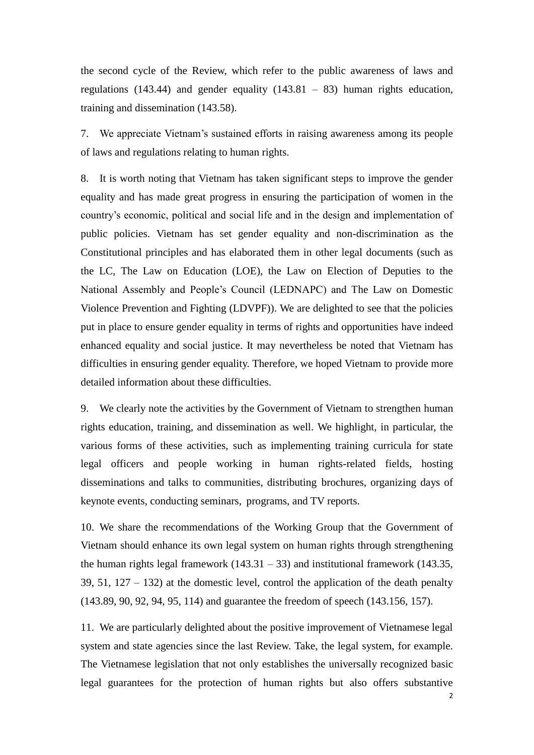the second cycle of the Review, which refer to the public awareness of laws and regulations (143.44) and gender equality (143.81 – 83) human rights education, training and dissemination (143.58).

7. We appreciate Vietnam's sustained efforts in raising awareness among its people of laws and regulations relating to human rights.

8. It is worth noting that Vietnam has taken significant steps to improve the gender equality and has made great progress in ensuring the participation of women in the country's economic, political and social life and in the design and implementation of public policies. Vietnam has set gender equality and non-discrimination as the Constitutional principles and has elaborated them in other legal documents (such as the LC, The Law on Education (LOE), the Law on Election of Deputies to the National Assembly and People's Council (LEDNAPC) and The Law on Domestic Violence Prevention and Fighting (LDVPF)). We are delighted to see that the policies put in place to ensure gender equality in terms of rights and opportunities have indeed enhanced equality and social justice. It may nevertheless be noted that Vietnam has difficulties in ensuring gender equality. Therefore, we hoped Vietnam to provide more detailed information about these difficulties.

9. We clearly note the activities by the Government of Vietnam to strengthen human rights education, training, and dissemination as well. We highlight, in particular, the various forms of these activities, such as implementing training curricula for state legal officers and people working in human rights-related fields, hosting disseminations and talks to communities, distributing brochures, organizing days of keynote events, conducting seminars, programs, and TV reports.

10. We share the recommendations of the Working Group that the Government of Vietnam should enhance its own legal system on human rights through strengthening the human rights legal framework (143.31 – 33) and institutional framework (143.35, 39, 51, 127 – 132) at the domestic level, control the application of the death penalty (143.89, 90, 92, 94, 95, 114) and guarantee the freedom of speech (143.156, 157).

11. We are particularly delighted about the positive improvement of Vietnamese legal system and state agencies since the last Review. Take, the legal system, for example. The Vietnamese legislation that not only establishes the universally recognized basic legal guarantees for the protection of human rights but also offers substantive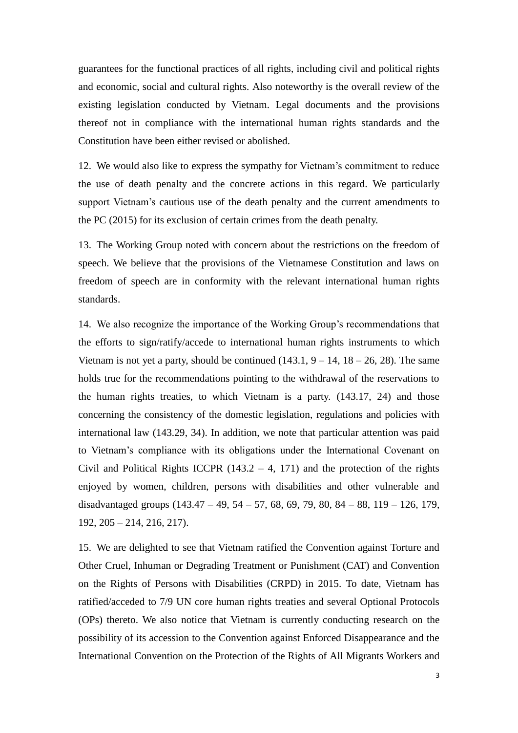guarantees for the functional practices of all rights, including civil and political rights and economic, social and cultural rights. Also noteworthy is the overall review of the existing legislation conducted by Vietnam. Legal documents and the provisions thereof not in compliance with the international human rights standards and the Constitution have been either revised or abolished.

12. We would also like to express the sympathy for Vietnam's commitment to reduce the use of death penalty and the concrete actions in this regard. We particularly support Vietnam's cautious use of the death penalty and the current amendments to the PC (2015) for its exclusion of certain crimes from the death penalty.

13. The Working Group noted with concern about the restrictions on the freedom of speech. We believe that the provisions of the Vietnamese Constitution and laws on freedom of speech are in conformity with the relevant international human rights standards.

14. We also recognize the importance of the Working Group's recommendations that the efforts to sign/ratify/accede to international human rights instruments to which Vietnam is not yet a party, should be continued (143.1, 9 – 14, 18 – 26, 28). The same holds true for the recommendations pointing to the withdrawal of the reservations to the human rights treaties, to which Vietnam is a party. (143.17, 24) and those concerning the consistency of the domestic legislation, regulations and policies with international law (143.29, 34). In addition, we note that particular attention was paid to Vietnam's compliance with its obligations under the International Covenant on Civil and Political Rights ICCPR (143.2 – 4, 171) and the protection of the rights enjoyed by women, children, persons with disabilities and other vulnerable and disadvantaged groups (143.47 – 49, 54 – 57, 68, 69, 79, 80, 84 – 88, 119 – 126, 179, 192, 205 – 214, 216, 217).

15. We are delighted to see that Vietnam ratified the Convention against Torture and Other Cruel, Inhuman or Degrading Treatment or Punishment (CAT) and Convention on the Rights of Persons with Disabilities (CRPD) in 2015. To date, Vietnam has ratified/acceded to 7/9 UN core human rights treaties and several Optional Protocols (OPs) thereto. We also notice that Vietnam is currently conducting research on the possibility of its accession to the Convention against Enforced Disappearance and the International Convention on the Protection of the Rights of All Migrants Workers and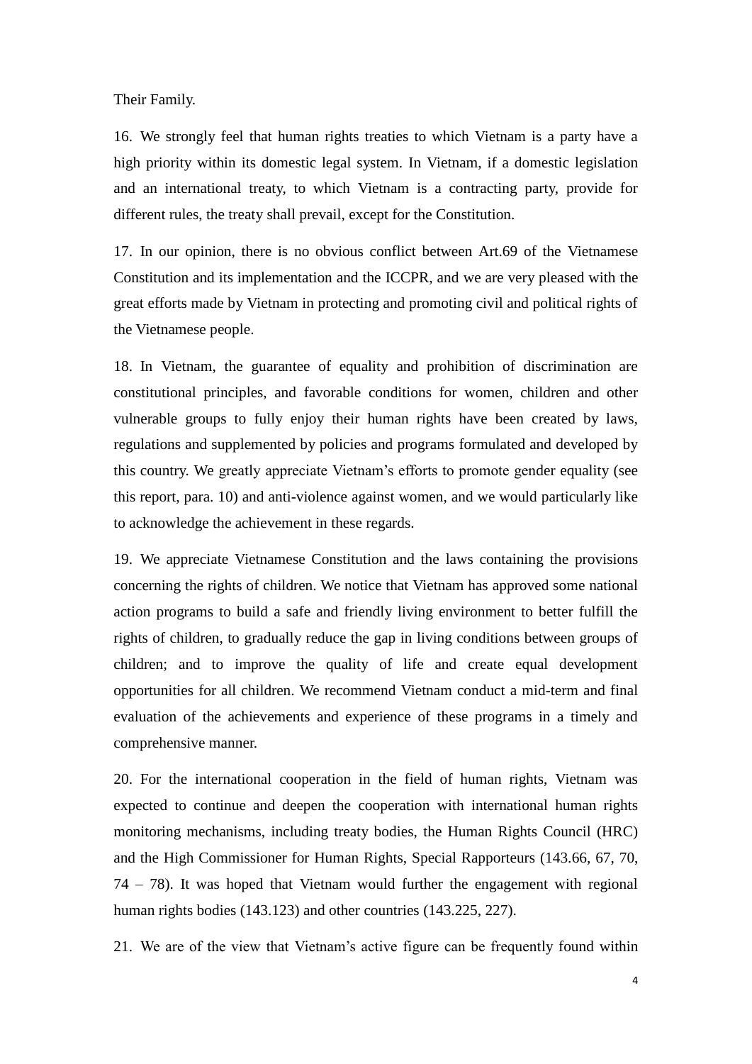Their Family.

16. We strongly feel that human rights treaties to which Vietnam is a party have a high priority within its domestic legal system. In Vietnam, if a domestic legislation and an international treaty, to which Vietnam is a contracting party, provide for different rules, the treaty shall prevail, except for the Constitution.

17. In our opinion, there is no obvious conflict between Art.69 of the Vietnamese Constitution and its implementation and the ICCPR, and we are very pleased with the great efforts made by Vietnam in protecting and promoting civil and political rights of the Vietnamese people.

18. In Vietnam, the guarantee of equality and prohibition of discrimination are constitutional principles, and favorable conditions for women, children and other vulnerable groups to fully enjoy their human rights have been created by laws, regulations and supplemented by policies and programs formulated and developed by this country. We greatly appreciate Vietnam's efforts to promote gender equality (see this report, para. 10) and anti-violence against women, and we would particularly like to acknowledge the achievement in these regards.

19. We appreciate Vietnamese Constitution and the laws containing the provisions concerning the rights of children. We notice that Vietnam has approved some national action programs to build a safe and friendly living environment to better fulfill the rights of children, to gradually reduce the gap in living conditions between groups of children; and to improve the quality of life and create equal development opportunities for all children. We recommend Vietnam conduct a mid-term and final evaluation of the achievements and experience of these programs in a timely and comprehensive manner.

20. For the international cooperation in the field of human rights, Vietnam was expected to continue and deepen the cooperation with international human rights monitoring mechanisms, including treaty bodies, the Human Rights Council (HRC) and the High Commissioner for Human Rights, Special Rapporteurs (143.66, 67, 70, 74 – 78). It was hoped that Vietnam would further the engagement with regional human rights bodies (143.123) and other countries (143.225, 227).

21. We are of the view that Vietnam's active figure can be frequently found within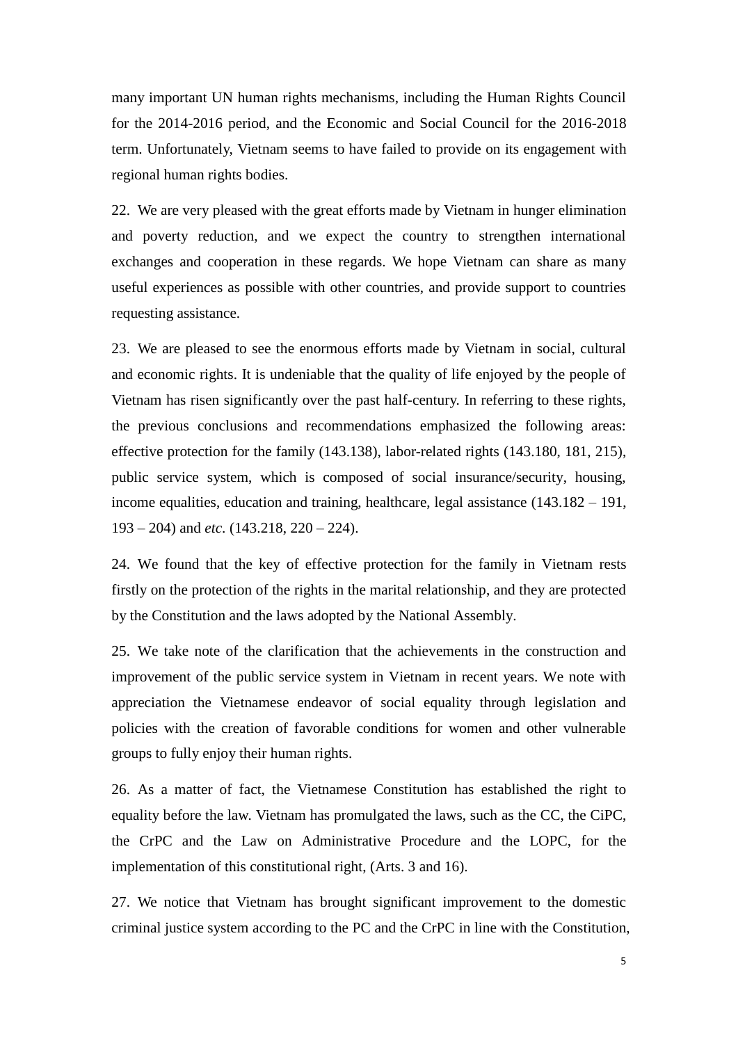many important UN human rights mechanisms, including the Human Rights Council for the 2014-2016 period, and the Economic and Social Council for the 2016-2018 term. Unfortunately, Vietnam seems to have failed to provide on its engagement with regional human rights bodies.

22. We are very pleased with the great efforts made by Vietnam in hunger elimination and poverty reduction, and we expect the country to strengthen international exchanges and cooperation in these regards. We hope Vietnam can share as many useful experiences as possible with other countries, and provide support to countries requesting assistance.

23. We are pleased to see the enormous efforts made by Vietnam in social, cultural and economic rights. It is undeniable that the quality of life enjoyed by the people of Vietnam has risen significantly over the past half-century. In referring to these rights, the previous conclusions and recommendations emphasized the following areas: effective protection for the family (143.138), labor-related rights (143.180, 181, 215), public service system, which is composed of social insurance/security, housing, income equalities, education and training, healthcare, legal assistance (143.182 – 191, 193 – 204) and *etc*. (143.218, 220 – 224).

24. We found that the key of effective protection for the family in Vietnam rests firstly on the protection of the rights in the marital relationship, and they are protected by the Constitution and the laws adopted by the National Assembly.

25. We take note of the clarification that the achievements in the construction and improvement of the public service system in Vietnam in recent years. We note with appreciation the Vietnamese endeavor of social equality through legislation and policies with the creation of favorable conditions for women and other vulnerable groups to fully enjoy their human rights.

26. As a matter of fact, the Vietnamese Constitution has established the right to equality before the law. Vietnam has promulgated the laws, such as the CC, the CiPC, the CrPC and the Law on Administrative Procedure and the LOPC, for the implementation of this constitutional right, (Arts. 3 and 16).

27. We notice that Vietnam has brought significant improvement to the domestic criminal justice system according to the PC and the CrPC in line with the Constitution,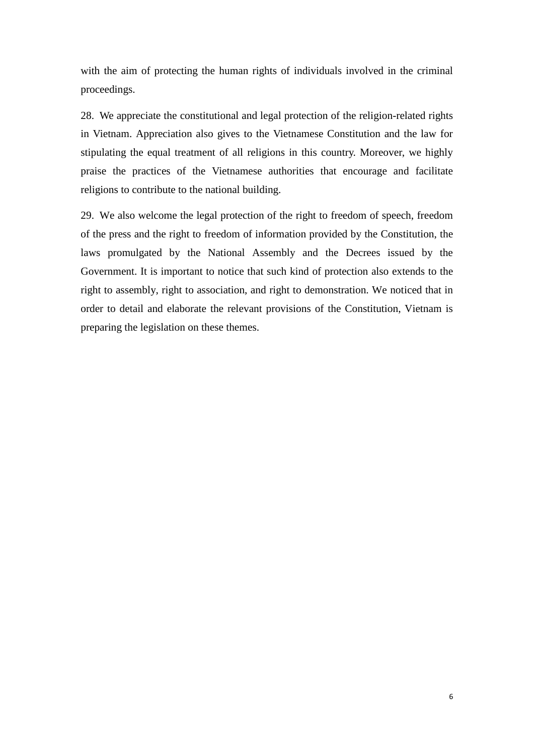with the aim of protecting the human rights of individuals involved in the criminal proceedings.

28. We appreciate the constitutional and legal protection of the religion-related rights in Vietnam. Appreciation also gives to the Vietnamese Constitution and the law for stipulating the equal treatment of all religions in this country. Moreover, we highly praise the practices of the Vietnamese authorities that encourage and facilitate religions to contribute to the national building.

29. We also welcome the legal protection of the right to freedom of speech, freedom of the press and the right to freedom of information provided by the Constitution, the laws promulgated by the National Assembly and the Decrees issued by the Government. It is important to notice that such kind of protection also extends to the right to assembly, right to association, and right to demonstration. We noticed that in order to detail and elaborate the relevant provisions of the Constitution, Vietnam is preparing the legislation on these themes.